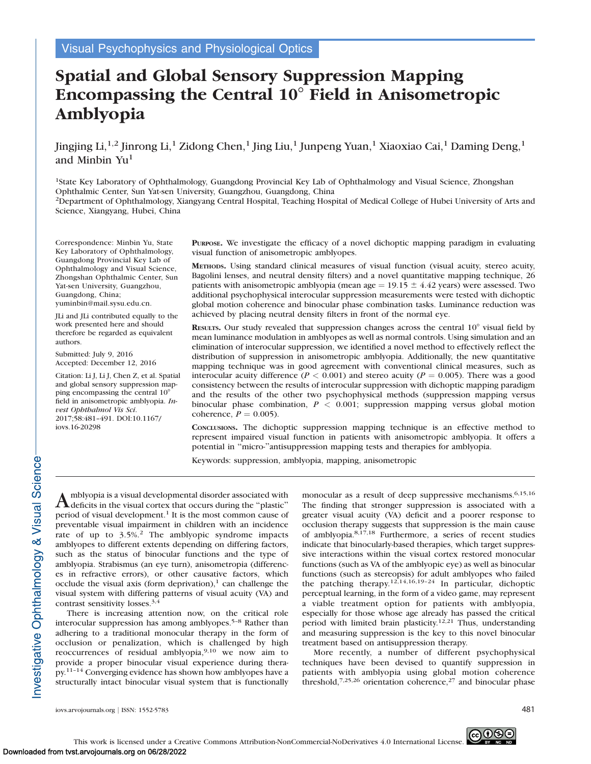Visual Psychophysics and Physiological Optics

# Spatial and Global Sensory Suppression Mapping Encompassing the Central 10° Field in Anisometropic Amblyopia

Jingjing Li,[1,2] Jinrong Li,[1] Zidong Chen,[1] Jing Liu,[1] Junpeng Yuan,[1] Xiaoxiao Cai,[1] Daming Deng,[1] and Minbin Yu[1]

[1]State Key Laboratory of Ophthalmology, Guangdong Provincial Key Lab of Ophthalmology and Visual Science, Zhongshan Ophthalmic Center, Sun Yat-sen University, Guangzhou, Guangdong, China

[2]Department of Ophthalmology, Xiangyang Central Hospital, Teaching Hospital of Medical College of Hubei University of Arts and Science, Xiangyang, Hubei, China

Correspondence: Minbin Yu, State Key Laboratory of Ophthalmology, Guangdong Provincial Key Lab of Ophthalmology and Visual Science, Zhongshan Ophthalmic Center, Sun Yat-sen University, Guangzhou, Guangdong, China; yuminbin@mail.sysu.edu.cn.

JLi and JLi contributed equally to the work presented here and should therefore be regarded as equivalent authors.

Submitted: July 9, 2016
Accepted: December 12, 2016

Citation: Li J, Li J, Chen Z, et al. Spatial and global sensory suppression mapping encompassing the central 10° field in anisometropic amblyopia. *Invest Ophthalmol Vis Sci.* 2017;58:481–491. DOI:10.1167/iovs.16-20298

**PURPOSE.** We investigate the efficacy of a novel dichoptic mapping paradigm in evaluating visual function of anisometropic amblyopes.

**METHODS.** Using standard clinical measures of visual function (visual acuity, stereo acuity, Bagolini lenses, and neutral density filters) and a novel quantitative mapping technique, 26 patients with anisometropic amblyopia (mean age = 19.15 ± 4.42 years) were assessed. Two additional psychophysical interocular suppression measurements were tested with dichoptic global motion coherence and binocular phase combination tasks. Luminance reduction was achieved by placing neutral density filters in front of the normal eye.

**RESULTS.** Our study revealed that suppression changes across the central 10° visual field by mean luminance modulation in amblyopes as well as normal controls. Using simulation and an elimination of interocular suppression, we identified a novel method to effectively reflect the distribution of suppression in anisometropic amblyopia. Additionally, the new quantitative mapping technique was in good agreement with conventional clinical measures, such as interocular acuity difference ($P < 0.001$) and stereo acuity ($P = 0.005$). There was a good consistency between the results of interocular suppression with dichoptic mapping paradigm and the results of the other two psychophysical methods (suppression mapping versus binocular phase combination, $P < 0.001$; suppression mapping versus global motion coherence, $P = 0.005$).

**CONCLUSIONS.** The dichoptic suppression mapping technique is an effective method to represent impaired visual function in patients with anisometropic amblyopia. It offers a potential in "micro-"antisuppression mapping tests and therapies for amblyopia.

Keywords: suppression, amblyopia, mapping, anisometropic

Amblyopia is a visual developmental disorder associated with deficits in the visual cortex that occurs during the "plastic" period of visual development.[1] It is the most common cause of preventable visual impairment in children with an incidence rate of up to 3.5%.[2] The amblyopic syndrome impacts amblyopes to different extents depending on differing factors, such as the status of binocular functions and the type of amblyopia. Strabismus (an eye turn), anisometropia (differences in refractive errors), or other causative factors, which occlude the visual axis (form deprivation),[1] can challenge the visual system with differing patterns of visual acuity (VA) and contrast sensitivity losses.[3,4]

There is increasing attention now, on the critical role interocular suppression has among amblyopes.[5–8] Rather than adhering to a traditional monocular therapy in the form of occlusion or penalization, which is challenged by high reoccurrences of residual amblyopia,[9,10] we now aim to provide a proper binocular visual experience during therapy.[11–14] Converging evidence has shown how amblyopes have a structurally intact binocular visual system that is functionally monocular as a result of deep suppressive mechanisms.[6,15,16] The finding that stronger suppression is associated with a greater visual acuity (VA) deficit and a poorer response to occlusion therapy suggests that suppression is the main cause of amblyopia.[8,17,18] Furthermore, a series of recent studies indicate that binocularly-based therapies, which target suppressive interactions within the visual cortex restored monocular functions (such as VA of the amblyopic eye) as well as binocular functions (such as stereopsis) for adult amblyopes who failed the patching therapy.[12,14,16,19–24] In particular, dichoptic perceptual learning, in the form of a video game, may represent a viable treatment option for patients with amblyopia, especially for those whose age already has passed the critical period with limited brain plasticity.[12,21] Thus, understanding and measuring suppression is the key to this novel binocular treatment based on antisuppression therapy.

More recently, a number of different psychophysical techniques have been devised to quantify suppression in patients with amblyopia using global motion coherence threshold,[7,25,26] orientation coherence,[27] and binocular phase

This work is licensed under a Creative Commons Attribution-NonCommercial-NoDerivatives 4.0 International License.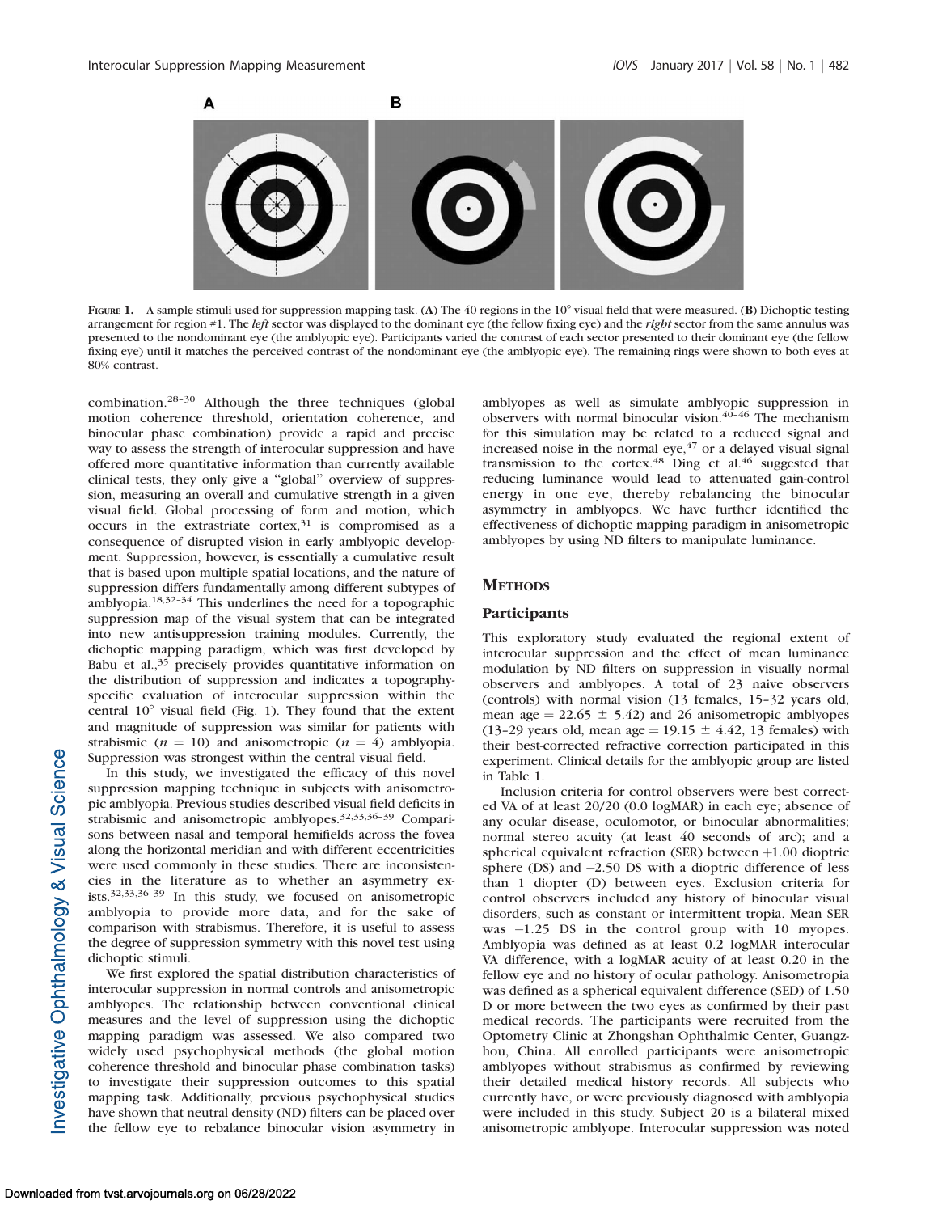FIGURE 1. A sample stimuli used for suppression mapping task. (**A**) The 40 regions in the 10° visual field that were measured. (**B**) Dichoptic testing arrangement for region #1. The *left* sector was displayed to the dominant eye (the fellow fixing eye) and the *right* sector from the same annulus was presented to the nondominant eye (the amblyopic eye). Participants varied the contrast of each sector presented to their dominant eye (the fellow fixing eye) until it matches the perceived contrast of the nondominant eye (the amblyopic eye). The remaining rings were shown to both eyes at 80% contrast.

combination.[28–30] Although the three techniques (global motion coherence threshold, orientation coherence, and binocular phase combination) provide a rapid and precise way to assess the strength of interocular suppression and have offered more quantitative information than currently available clinical tests, they only give a "global" overview of suppression, measuring an overall and cumulative strength in a given visual field. Global processing of form and motion, which occurs in the extrastriate cortex,[31] is compromised as a consequence of disrupted vision in early amblyopic development. Suppression, however, is essentially a cumulative result that is based upon multiple spatial locations, and the nature of suppression differs fundamentally among different subtypes of amblyopia.[18,32–34] This underlines the need for a topographic suppression map of the visual system that can be integrated into new antisuppression training modules. Currently, the dichoptic mapping paradigm, which was first developed by Babu et al.,[35] precisely provides quantitative information on the distribution of suppression and indicates a topography-specific evaluation of interocular suppression within the central 10° visual field (Fig. 1). They found that the extent and magnitude of suppression was similar for patients with strabismic ($n$ = 10) and anisometropic ($n$ = 4) amblyopia. Suppression was strongest within the central visual field.

In this study, we investigated the efficacy of this novel suppression mapping technique in subjects with anisometropic amblyopia. Previous studies described visual field deficits in strabismic and anisometropic amblyopes.[32,33,36–39] Comparisons between nasal and temporal hemifields across the fovea along the horizontal meridian and with different eccentricities were used commonly in these studies. There are inconsistencies in the literature as to whether an asymmetry exists.[32,33,36–39] In this study, we focused on anisometropic amblyopia to provide more data, and for the sake of comparison with strabismus. Therefore, it is useful to assess the degree of suppression symmetry with this novel test using dichoptic stimuli.

We first explored the spatial distribution characteristics of interocular suppression in normal controls and anisometropic amblyopes. The relationship between conventional clinical measures and the level of suppression using the dichoptic mapping paradigm was assessed. We also compared two widely used psychophysical methods (the global motion coherence threshold and binocular phase combination tasks) to investigate their suppression outcomes to this spatial mapping task. Additionally, previous psychophysical studies have shown that neutral density (ND) filters can be placed over the fellow eye to rebalance binocular vision asymmetry in amblyopes as well as simulate amblyopic suppression in observers with normal binocular vision.[40–46] The mechanism for this simulation may be related to a reduced signal and increased noise in the normal eye,[47] or a delayed visual signal transmission to the cortex.[48] Ding et al.[46] suggested that reducing luminance would lead to attenuated gain-control energy in one eye, thereby rebalancing the binocular asymmetry in amblyopes. We have further identified the effectiveness of dichoptic mapping paradigm in anisometropic amblyopes by using ND filters to manipulate luminance.

## METHODS

### Participants

This exploratory study evaluated the regional extent of interocular suppression and the effect of mean luminance modulation by ND filters on suppression in visually normal observers and amblyopes. A total of 23 naive observers (controls) with normal vision (13 females, 15–32 years old, mean age = 22.65 ± 5.42) and 26 anisometropic amblyopes (13–29 years old, mean age = 19.15 ± 4.42, 13 females) with their best-corrected refractive correction participated in this experiment. Clinical details for the amblyopic group are listed in Table 1.

Inclusion criteria for control observers were best corrected VA of at least 20/20 (0.0 logMAR) in each eye; absence of any ocular disease, oculomotor, or binocular abnormalities; normal stereo acuity (at least 40 seconds of arc); and a spherical equivalent refraction (SER) between +1.00 dioptric sphere (DS) and −2.50 DS with a dioptric difference of less than 1 diopter (D) between eyes. Exclusion criteria for control observers included any history of binocular visual disorders, such as constant or intermittent tropia. Mean SER was −1.25 DS in the control group with 10 myopes. Amblyopia was defined as at least 0.2 logMAR interocular VA difference, with a logMAR acuity of at least 0.20 in the fellow eye and no history of ocular pathology. Anisometropia was defined as a spherical equivalent difference (SED) of 1.50 D or more between the two eyes as confirmed by their past medical records. The participants were recruited from the Optometry Clinic at Zhongshan Ophthalmic Center, Guangzhou, China. All enrolled participants were anisometropic amblyopes without strabismus as confirmed by reviewing their detailed medical history records. All subjects who currently have, or were previously diagnosed with amblyopia were included in this study. Subject 20 is a bilateral mixed anisometropic amblyope. Interocular suppression was noted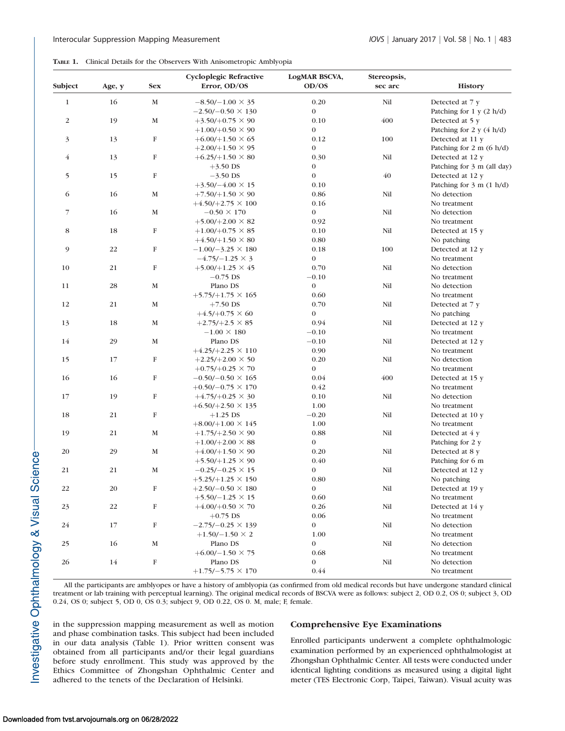**TABLE 1.** Clinical Details for the Observers With Anisometropic Amblyopia

| Subject | Age, y | Sex | Cycloplegic Refractive Error, OD/OS | LogMAR BSCVA, OD/OS | Stereopsis, sec arc | History |
|---|---|---|---|---|---|---|
| 1 | 16 | M | −8.50/−1.00 × 35 | 0.20 | Nil | Detected at 7 y |
| | | | −2.50/−0.50 × 130 | 0 | | Patching for 1 y (2 h/d) |
| 2 | 19 | M | +3.50/+0.75 × 90 | 0.10 | 400 | Detected at 5 y |
| | | | +1.00/+0.50 × 90 | 0 | | Patching for 2 y (4 h/d) |
| 3 | 13 | F | +6.00/+1.50 × 65 | 0.12 | 100 | Detected at 11 y |
| | | | +2.00/+1.50 × 95 | 0 | | Patching for 2 m (6 h/d) |
| 4 | 13 | F | +6.25/+1.50 × 80 | 0.30 | Nil | Detected at 12 y |
| | | | +3.50 DS | 0 | | Patching for 3 m (all day) |
| 5 | 15 | F | −3.50 DS | 0 | 40 | Detected at 12 y |
| | | | +3.50/−4.00 × 15 | 0.10 | | Patching for 3 m (1 h/d) |
| 6 | 16 | M | +7.50/+1.50 × 90 | 0.86 | Nil | No detection |
| | | | +4.50/+2.75 × 100 | 0.16 | | No treatment |
| 7 | 16 | M | −0.50 × 170 | 0 | Nil | No detection |
| | | | +5.00/+2.00 × 82 | 0.92 | | No treatment |
| 8 | 18 | F | +1.00/+0.75 × 85 | 0.10 | Nil | Detected at 15 y |
| | | | +4.50/+1.50 × 80 | 0.80 | | No patching |
| 9 | 22 | F | −1.00/−3.25 × 180 | 0.18 | 100 | Detected at 12 y |
| | | | −4.75/−1.25 × 3 | 0 | | No treatment |
| 10 | 21 | F | +5.00/+1.25 × 45 | 0.70 | Nil | No detection |
| | | | −0.75 DS | −0.10 | | No treatment |
| 11 | 28 | M | Plano DS | 0 | Nil | No detection |
| | | | +5.75/+1.75 × 165 | 0.60 | | No treatment |
| 12 | 21 | M | +7.50 DS | 0.70 | Nil | Detected at 7 y |
| | | | +4.5/+0.75 × 60 | 0 | | No patching |
| 13 | 18 | M | +2.75/+2.5 × 85 | 0.94 | Nil | Detected at 12 y |
| | | | −1.00 × 180 | −0.10 | | No treatment |
| 14 | 29 | M | Plano DS | −0.10 | Nil | Detected at 12 y |
| | | | +4.25/+2.25 × 110 | 0.90 | | No treatment |
| 15 | 17 | F | +2.25/+2.00 × 50 | 0.20 | Nil | No detection |
| | | | +0.75/+0.25 × 70 | 0 | | No treatment |
| 16 | 16 | F | −0.50/−0.50 × 165 | 0.04 | 400 | Detected at 15 y |
| | | | +0.50/−0.75 × 170 | 0.42 | | No treatment |
| 17 | 19 | F | +4.75/+0.25 × 30 | 0.10 | Nil | No detection |
| | | | +6.50/+2.50 × 135 | 1.00 | | No treatment |
| 18 | 21 | F | +1.25 DS | −0.20 | Nil | Detected at 10 y |
| | | | +8.00/+1.00 × 145 | 1.00 | | No treatment |
| 19 | 21 | M | +1.75/+2.50 × 90 | 0.88 | Nil | Detected at 4 y |
| | | | +1.00/+2.00 × 88 | 0 | | Patching for 2 y |
| 20 | 29 | M | +4.00/+1.50 × 90 | 0.20 | Nil | Detected at 8 y |
| | | | +5.50/+1.25 × 90 | 0.40 | | Patching for 6 m |
| 21 | 21 | M | −0.25/−0.25 × 15 | 0 | Nil | Detected at 12 y |
| | | | +5.25/+1.25 × 150 | 0.80 | | No patching |
| 22 | 20 | F | +2.50/−0.50 × 180 | 0 | Nil | Detected at 19 y |
| | | | +5.50/−1.25 × 15 | 0.60 | | No treatment |
| 23 | 22 | F | +4.00/+0.50 × 70 | 0.26 | Nil | Detected at 14 y |
| | | | +0.75 DS | 0.06 | | No treatment |
| 24 | 17 | F | −2.75/−0.25 × 139 | 0 | Nil | No detection |
| | | | +1.50/−1.50 × 2 | 1.00 | | No treatment |
| 25 | 16 | M | Plano DS | 0 | Nil | No detection |
| | | | +6.00/−1.50 × 75 | 0.68 | | No treatment |
| 26 | 14 | F | Plano DS | 0 | Nil | No detection |
| | | | +1.75/−5.75 × 170 | 0.44 | | No treatment |

All the participants are amblyopes or have a history of amblyopia (as confirmed from old medical records but have undergone standard clinical treatment or lab training with perceptual learning). The original medical records of BSCVA were as follows: subject 2, OD 0.2, OS 0; subject 3, OD 0.24, OS 0; subject 5, OD 0, OS 0.3; subject 9, OD 0.22, OS 0. M, male; F, female.

in the suppression mapping measurement as well as motion and phase combination tasks. This subject had been included in our data analysis (Table 1). Prior written consent was obtained from all participants and/or their legal guardians before study enrollment. This study was approved by the Ethics Committee of Zhongshan Ophthalmic Center and adhered to the tenets of the Declaration of Helsinki.

## Comprehensive Eye Examinations

Enrolled participants underwent a complete ophthalmologic examination performed by an experienced ophthalmologist at Zhongshan Ophthalmic Center. All tests were conducted under identical lighting conditions as measured using a digital light meter (TES Electronic Corp, Taipei, Taiwan). Visual acuity was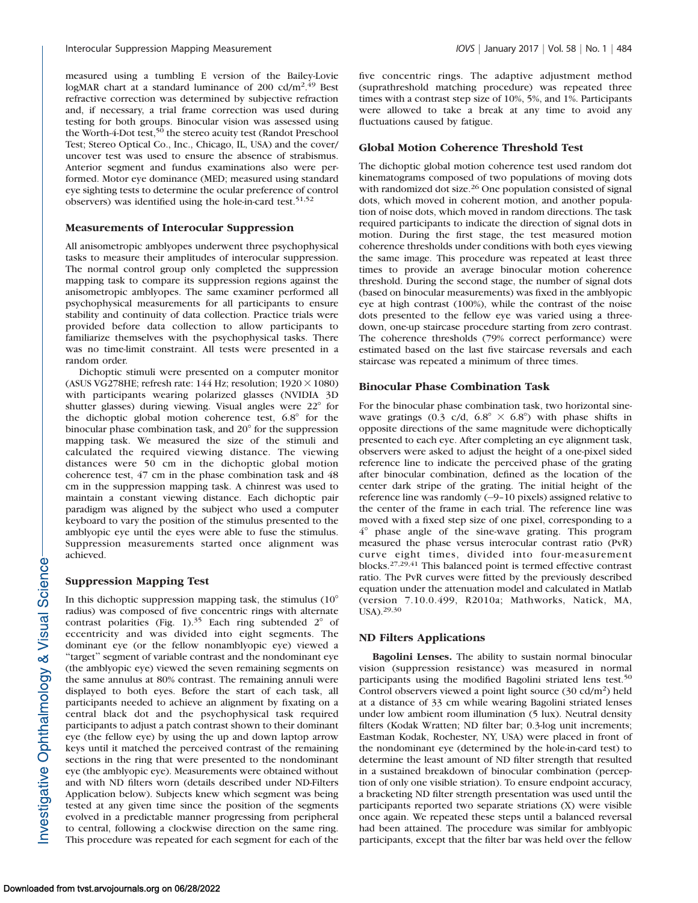measured using a tumbling E version of the Bailey-Lovie logMAR chart at a standard luminance of 200 cd/m$^2$.[49] Best refractive correction was determined by subjective refraction and, if necessary, a trial frame correction was used during testing for both groups. Binocular vision was assessed using the Worth-4-Dot test,[50] the stereo acuity test (Randot Preschool Test; Stereo Optical Co., Inc., Chicago, IL, USA) and the cover/uncover test was used to ensure the absence of strabismus. Anterior segment and fundus examinations also were performed. Motor eye dominance (MED; measured using standard eye sighting tests to determine the ocular preference of control observers) was identified using the hole-in-card test.[51,52]

### Measurements of Interocular Suppression

All anisometropic amblyopes underwent three psychophysical tasks to measure their amplitudes of interocular suppression. The normal control group only completed the suppression mapping task to compare its suppression regions against the anisometropic amblyopes. The same examiner performed all psychophysical measurements for all participants to ensure stability and continuity of data collection. Practice trials were provided before data collection to allow participants to familiarize themselves with the psychophysical tasks. There was no time-limit constraint. All tests were presented in a random order.

Dichoptic stimuli were presented on a computer monitor (ASUS VG278HE; refresh rate: 144 Hz; resolution; 1920 × 1080) with participants wearing polarized glasses (NVIDIA 3D shutter glasses) during viewing. Visual angles were 22° for the dichoptic global motion coherence test, 6.8° for the binocular phase combination task, and 20° for the suppression mapping task. We measured the size of the stimuli and calculated the required viewing distance. The viewing distances were 50 cm in the dichoptic global motion coherence test, 47 cm in the phase combination task and 48 cm in the suppression mapping task. A chinrest was used to maintain a constant viewing distance. Each dichoptic pair paradigm was aligned by the subject who used a computer keyboard to vary the position of the stimulus presented to the amblyopic eye until the eyes were able to fuse the stimulus. Suppression measurements started once alignment was achieved.

### Suppression Mapping Test

In this dichoptic suppression mapping task, the stimulus (10° radius) was composed of five concentric rings with alternate contrast polarities (Fig. 1).[35] Each ring subtended 2° of eccentricity and was divided into eight segments. The dominant eye (or the fellow nonamblyopic eye) viewed a "target" segment of variable contrast and the nondominant eye (the amblyopic eye) viewed the seven remaining segments on the same annulus at 80% contrast. The remaining annuli were displayed to both eyes. Before the start of each task, all participants needed to achieve an alignment by fixating on a central black dot and the psychophysical task required participants to adjust a patch contrast shown to their dominant eye (the fellow eye) by using the up and down laptop arrow keys until it matched the perceived contrast of the remaining sections in the ring that were presented to the nondominant eye (the amblyopic eye). Measurements were obtained without and with ND filters worn (details described under ND-Filters Application below). Subjects knew which segment was being tested at any given time since the position of the segments evolved in a predictable manner progressing from peripheral to central, following a clockwise direction on the same ring. This procedure was repeated for each segment for each of the five concentric rings. The adaptive adjustment method (suprathreshold matching procedure) was repeated three times with a contrast step size of 10%, 5%, and 1%. Participants were allowed to take a break at any time to avoid any fluctuations caused by fatigue.

### Global Motion Coherence Threshold Test

The dichoptic global motion coherence test used random dot kinematograms composed of two populations of moving dots with randomized dot size.[26] One population consisted of signal dots, which moved in coherent motion, and another population of noise dots, which moved in random directions. The task required participants to indicate the direction of signal dots in motion. During the first stage, the test measured motion coherence thresholds under conditions with both eyes viewing the same image. This procedure was repeated at least three times to provide an average binocular motion coherence threshold. During the second stage, the number of signal dots (based on binocular measurements) was fixed in the amblyopic eye at high contrast (100%), while the contrast of the noise dots presented to the fellow eye was varied using a three-down, one-up staircase procedure starting from zero contrast. The coherence thresholds (79% correct performance) were estimated based on the last five staircase reversals and each staircase was repeated a minimum of three times.

### Binocular Phase Combination Task

For the binocular phase combination task, two horizontal sine-wave gratings (0.3 c/d, 6.8° × 6.8°) with phase shifts in opposite directions of the same magnitude were dichoptically presented to each eye. After completing an eye alignment task, observers were asked to adjust the height of a one-pixel sided reference line to indicate the perceived phase of the grating after binocular combination, defined as the location of the center dark stripe of the grating. The initial height of the reference line was randomly (–9–10 pixels) assigned relative to the center of the frame in each trial. The reference line was moved with a fixed step size of one pixel, corresponding to a 4° phase angle of the sine-wave grating. This program measured the phase versus interocular contrast ratio (PvR) curve eight times, divided into four-measurement blocks.[27,29,41] This balanced point is termed effective contrast ratio. The PvR curves were fitted by the previously described equation under the attenuation model and calculated in Matlab (version 7.10.0.499, R2010a; Mathworks, Natick, MA, USA).[29,30]

### ND Filters Applications

**Bagolini Lenses.** The ability to sustain normal binocular vision (suppression resistance) was measured in normal participants using the modified Bagolini striated lens test.[50] Control observers viewed a point light source (30 cd/m$^2$) held at a distance of 33 cm while wearing Bagolini striated lenses under low ambient room illumination (5 lux). Neutral density filters (Kodak Wratten; ND filter bar; 0.3-log unit increments; Eastman Kodak, Rochester, NY, USA) were placed in front of the nondominant eye (determined by the hole-in-card test) to determine the least amount of ND filter strength that resulted in a sustained breakdown of binocular combination (perception of only one visible striation). To ensure endpoint accuracy, a bracketing ND filter strength presentation was used until the participants reported two separate striations (X) were visible once again. We repeated these steps until a balanced reversal had been attained. The procedure was similar for amblyopic participants, except that the filter bar was held over the fellow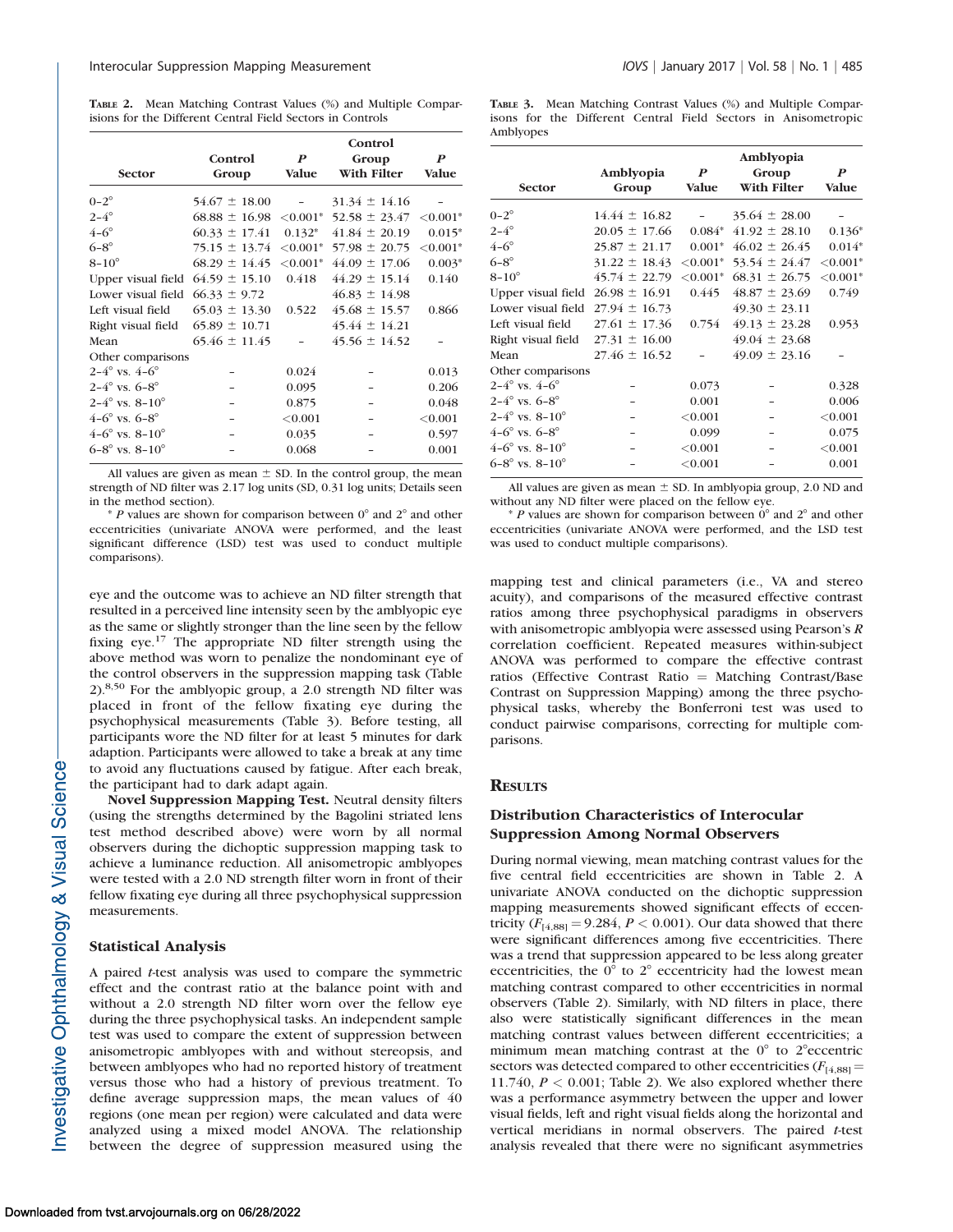**Table 2.** Mean Matching Contrast Values (%) and Multiple Comparisons for the Different Central Field Sectors in Controls

| Sector | Control Group | P Value | Control Group With Filter | P Value |
|---|---|---|---|---|
| 0–2° | 54.67 ± 18.00 | – | 31.34 ± 14.16 | – |
| 2–4° | 68.88 ± 16.98 | <0.001* | 52.58 ± 23.47 | <0.001* |
| 4–6° | 60.33 ± 17.41 | 0.132* | 41.84 ± 20.19 | 0.015* |
| 6–8° | 75.15 ± 13.74 | <0.001* | 57.98 ± 20.75 | <0.001* |
| 8–10° | 68.29 ± 14.45 | <0.001* | 44.09 ± 17.06 | 0.003* |
| Upper visual field | 64.59 ± 15.10 | 0.418 | 44.29 ± 15.14 | 0.140 |
| Lower visual field | 66.33 ± 9.72 | | 46.83 ± 14.98 | |
| Left visual field | 65.03 ± 13.30 | 0.522 | 45.68 ± 15.57 | 0.866 |
| Right visual field | 65.89 ± 10.71 | | 45.44 ± 14.21 | |
| Mean | 65.46 ± 11.45 | – | 45.56 ± 14.52 | – |
| Other comparisons | | | | |
| 2–4° vs. 4–6° | – | 0.024 | – | 0.013 |
| 2–4° vs. 6–8° | – | 0.095 | – | 0.206 |
| 2–4° vs. 8–10° | – | 0.875 | – | 0.048 |
| 4–6° vs. 6–8° | – | <0.001 | – | <0.001 |
| 4–6° vs. 8–10° | – | 0.035 | – | 0.597 |
| 6–8° vs. 8–10° | – | 0.068 | – | 0.001 |

All values are given as mean ± SD. In the control group, the mean strength of ND filter was 2.17 log units (SD, 0.31 log units; Details seen in the method section).

\* P values are shown for comparison between 0° and 2° and other eccentricities (univariate ANOVA were performed, and the least significant difference (LSD) test was used to conduct multiple comparisons).

**Table 3.** Mean Matching Contrast Values (%) and Multiple Comparisons for the Different Central Field Sectors in Anisometropic Amblyopes

| Sector | Amblyopia Group | P Value | Amblyopia Group With Filter | P Value |
|---|---|---|---|---|
| 0–2° | 14.44 ± 16.82 | – | 35.64 ± 28.00 | – |
| 2–4° | 20.05 ± 17.66 | 0.084* | 41.92 ± 28.10 | 0.136* |
| 4–6° | 25.87 ± 21.17 | 0.001* | 46.02 ± 26.45 | 0.014* |
| 6–8° | 31.22 ± 18.43 | <0.001* | 53.54 ± 24.47 | <0.001* |
| 8–10° | 45.74 ± 22.79 | <0.001* | 68.31 ± 26.75 | <0.001* |
| Upper visual field | 26.98 ± 16.91 | 0.445 | 48.87 ± 23.69 | 0.749 |
| Lower visual field | 27.94 ± 16.73 | | 49.30 ± 23.11 | |
| Left visual field | 27.61 ± 17.36 | 0.754 | 49.13 ± 23.28 | 0.953 |
| Right visual field | 27.31 ± 16.00 | | 49.04 ± 23.68 | |
| Mean | 27.46 ± 16.52 | – | 49.09 ± 23.16 | – |
| Other comparisons | | | | |
| 2–4° vs. 4–6° | – | 0.073 | – | 0.328 |
| 2–4° vs. 6–8° | – | 0.001 | – | 0.006 |
| 2–4° vs. 8–10° | – | <0.001 | – | <0.001 |
| 4–6° vs. 6–8° | – | 0.099 | – | 0.075 |
| 4–6° vs. 8–10° | – | <0.001 | – | <0.001 |
| 6–8° vs. 8–10° | – | <0.001 | – | 0.001 |

All values are given as mean ± SD. In amblyopia group, 2.0 ND and without any ND filter were placed on the fellow eye.

\* P values are shown for comparison between 0° and 2° and other eccentricities (univariate ANOVA were performed, and the LSD test was used to conduct multiple comparisons).

eye and the outcome was to achieve an ND filter strength that resulted in a perceived line intensity seen by the amblyopic eye as the same or slightly stronger than the line seen by the fellow fixing eye.[17] The appropriate ND filter strength using the above method was worn to penalize the nondominant eye of the control observers in the suppression mapping task (Table 2).[8,50] For the amblyopic group, a 2.0 strength ND filter was placed in front of the fellow fixating eye during the psychophysical measurements (Table 3). Before testing, all participants wore the ND filter for at least 5 minutes for dark adaptation. Participants were allowed to take a break at any time to avoid any fluctuations caused by fatigue. After each break, the participant had to dark adapt again.

**Novel Suppression Mapping Test.** Neutral density filters (using the strengths determined by the Bagolini striated lens test method described above) were worn by all normal observers during the dichoptic suppression mapping task to achieve a luminance reduction. All anisometropic amblyopes were tested with a 2.0 ND strength filter worn in front of their fellow fixating eye during all three psychophysical suppression measurements.

### Statistical Analysis

A paired *t*-test analysis was used to compare the symmetric effect and the contrast ratio at the balance point with and without a 2.0 strength ND filter worn over the fellow eye during the three psychophysical tasks. An independent sample test was used to compare the extent of suppression between anisometropic amblyopes with and without stereopsis, and between amblyopes who had no reported history of treatment versus those who had a history of previous treatment. To define average suppression maps, the mean values of 40 regions (one mean per region) were calculated and data were analyzed using a mixed model ANOVA. The relationship between the degree of suppression measured using the mapping test and clinical parameters (i.e., VA and stereo acuity), and comparisons of the measured effective contrast ratios among three psychophysical paradigms in observers with anisometropic amblyopia were assessed using Pearson's *R* correlation coefficient. Repeated measures within-subject ANOVA was performed to compare the effective contrast ratios (Effective Contrast Ratio = Matching Contrast/Base Contrast on Suppression Mapping) among the three psychophysical tasks, whereby the Bonferroni test was used to conduct pairwise comparisons, correcting for multiple comparisons.

## Results

### Distribution Characteristics of Interocular Suppression Among Normal Observers

During normal viewing, mean matching contrast values for the five central field eccentricities are shown in Table 2. A univariate ANOVA conducted on the dichoptic suppression mapping measurements showed significant effects of eccentricity ($F_{[4,88]} = 9.284$, $P < 0.001$). Our data showed that there were significant differences among five eccentricities. There was a trend that suppression appeared to be less along greater eccentricities, the 0° to 2° eccentricity had the lowest mean matching contrast compared to other eccentricities in normal observers (Table 2). Similarly, with ND filters in place, there also were statistically significant differences in the mean matching contrast values between different eccentricities; a minimum mean matching contrast at the 0° to 2°eccentric sectors was detected compared to other eccentricities ($F_{[4,88]} = 11.740$, $P < 0.001$; Table 2). We also explored whether there was a performance asymmetry between the upper and lower visual fields, left and right visual fields along the horizontal and vertical meridians in normal observers. The paired *t*-test analysis revealed that there were no significant asymmetries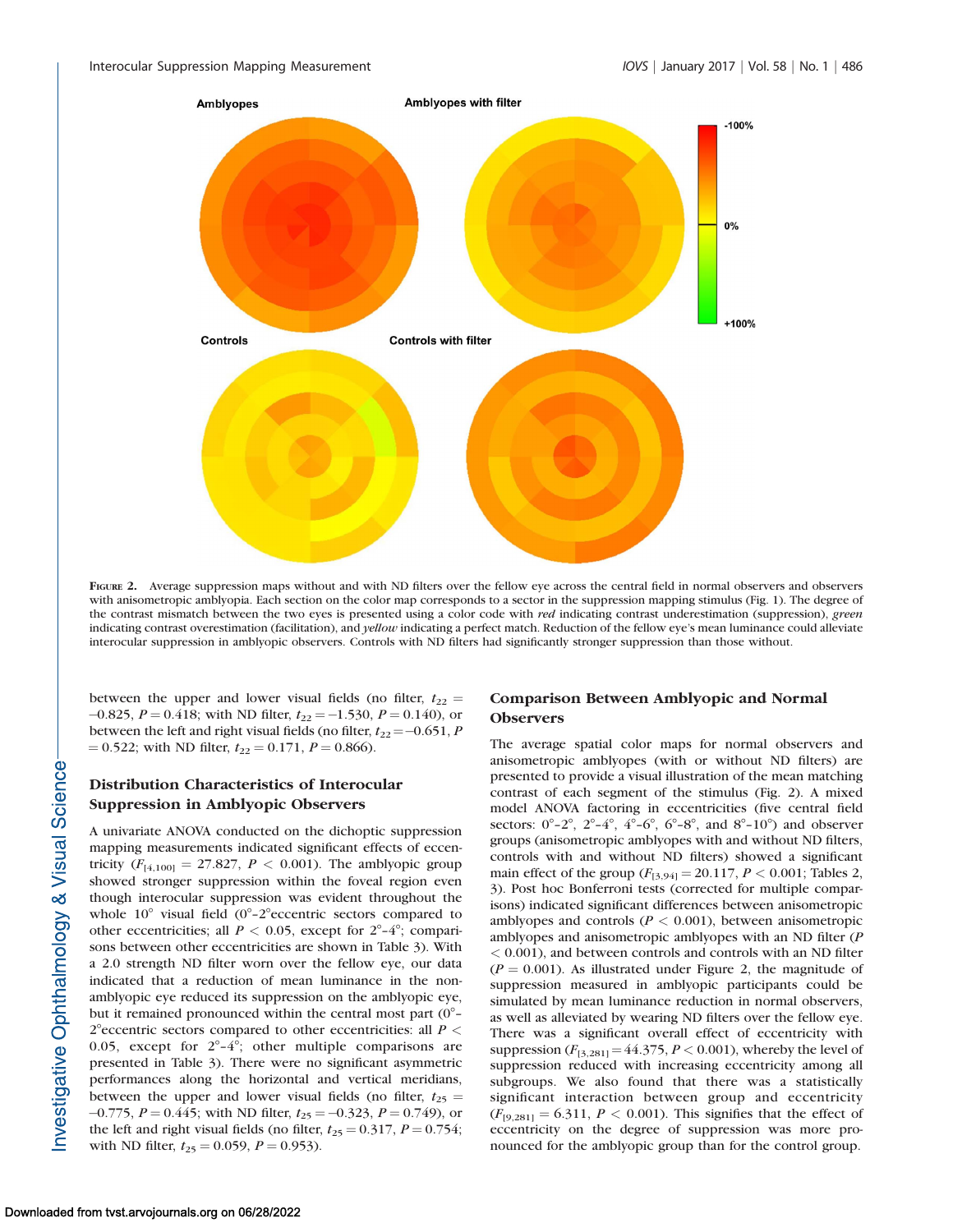FIGURE 2. Average suppression maps without and with ND filters over the fellow eye across the central field in normal observers and observers with anisometropic amblyopia. Each section on the color map corresponds to a sector in the suppression mapping stimulus (Fig. 1). The degree of the contrast mismatch between the two eyes is presented using a color code with *red* indicating contrast underestimation (suppression), *green* indicating contrast overestimation (facilitation), and *yellow* indicating a perfect match. Reduction of the fellow eye's mean luminance could alleviate interocular suppression in amblyopic observers. Controls with ND filters had significantly stronger suppression than those without.

between the upper and lower visual fields (no filter, $t_{22} = -0.825$, $P = 0.418$; with ND filter, $t_{22} = -1.530$, $P = 0.140$), or between the left and right visual fields (no filter, $t_{22} = -0.651$, $P = 0.522$; with ND filter, $t_{22} = 0.171$, $P = 0.866$).

## Distribution Characteristics of Interocular Suppression in Amblyopic Observers

A univariate ANOVA conducted on the dichoptic suppression mapping measurements indicated significant effects of eccentricity ($F_{[4,100]} = 27.827$, $P < 0.001$). The amblyopic group showed stronger suppression within the foveal region even though interocular suppression was evident throughout the whole 10° visual field (0°–2°eccentric sectors compared to other eccentricities; all $P < 0.05$, except for 2°–4°; comparisons between other eccentricities are shown in Table 3). With a 2.0 strength ND filter worn over the fellow eye, our data indicated that a reduction of mean luminance in the non-amblyopic eye reduced its suppression on the amblyopic eye, but it remained pronounced within the central most part (0°–2°eccentric sectors compared to other eccentricities: all $P < 0.05$, except for 2°–4°; other multiple comparisons are presented in Table 3). There were no significant asymmetric performances along the horizontal and vertical meridians, between the upper and lower visual fields (no filter, $t_{25} = -0.775$, $P = 0.445$; with ND filter, $t_{25} = -0.323$, $P = 0.749$), or the left and right visual fields (no filter, $t_{25} = 0.317$, $P = 0.754$; with ND filter, $t_{25} = 0.059$, $P = 0.953$).

## Comparison Between Amblyopic and Normal Observers

The average spatial color maps for normal observers and anisometropic amblyopes (with or without ND filters) are presented to provide a visual illustration of the mean matching contrast of each segment of the stimulus (Fig. 2). A mixed model ANOVA factoring in eccentricities (five central field sectors: 0°–2°, 2°–4°, 4°–6°, 6°–8°, and 8°–10°) and observer groups (anisometropic amblyopes with and without ND filters, controls with and without ND filters) showed a significant main effect of the group ($F_{[3,94]} = 20.117$, $P < 0.001$; Tables 2, 3). Post hoc Bonferroni tests (corrected for multiple comparisons) indicated significant differences between anisometropic amblyopes and controls ($P < 0.001$), between anisometropic amblyopes and anisometropic amblyopes with an ND filter ($P < 0.001$), and between controls and controls with an ND filter ($P = 0.001$). As illustrated under Figure 2, the magnitude of suppression measured in amblyopic participants could be simulated by mean luminance reduction in normal observers, as well as alleviated by wearing ND filters over the fellow eye. There was a significant overall effect of eccentricity with suppression ($F_{[3,281]} = 44.375$, $P < 0.001$), whereby the level of suppression reduced with increasing eccentricity among all subgroups. We also found that there was a statistically significant interaction between group and eccentricity ($F_{[9,281]} = 6.311$, $P < 0.001$). This signifies that the effect of eccentricity on the degree of suppression was more pronounced for the amblyopic group than for the control group.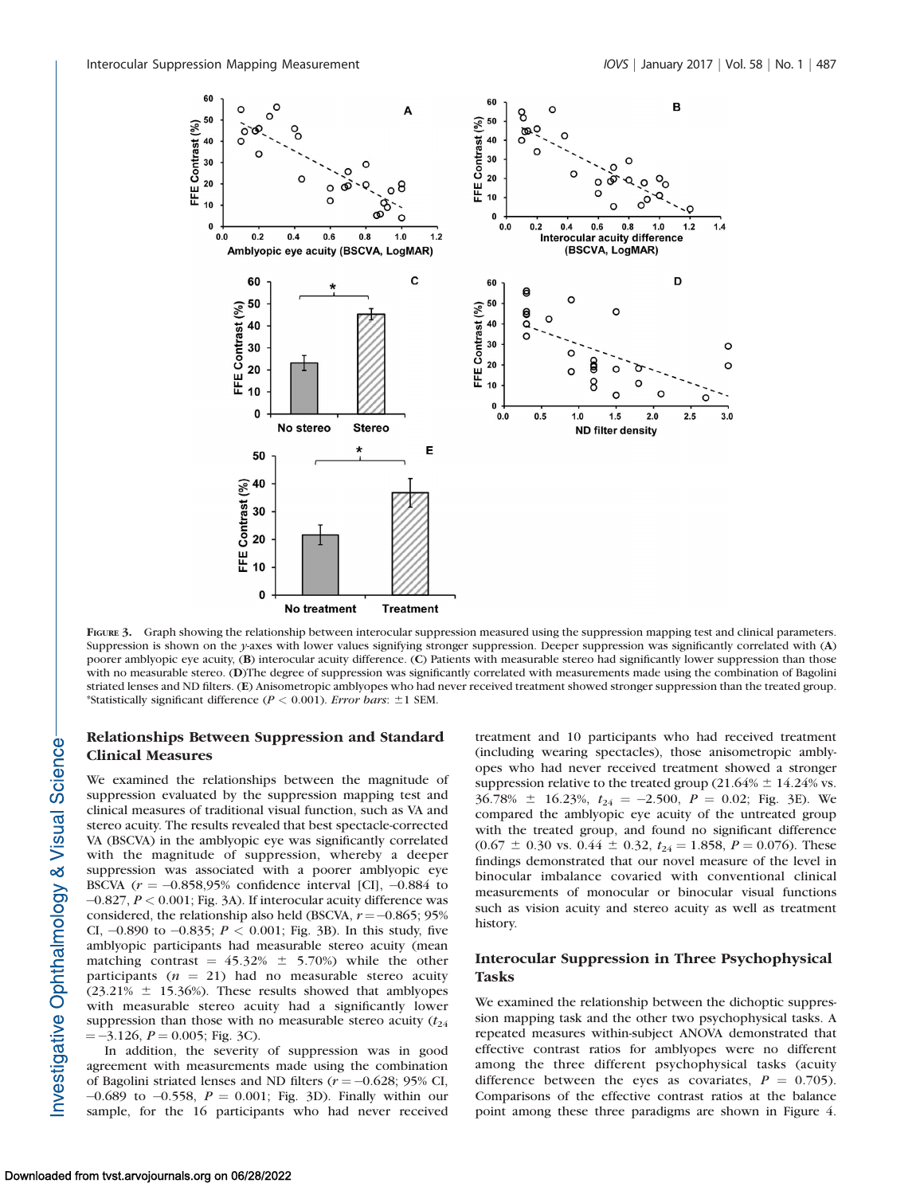**Figure 3.** Graph showing the relationship between interocular suppression measured using the suppression mapping test and clinical parameters. Suppression is shown on the *y*-axes with lower values signifying stronger suppression. Deeper suppression was significantly correlated with (**A**) poorer amblyopic eye acuity, (**B**) interocular acuity difference. (**C**) Patients with measurable stereo had significantly lower suppression than those with no measurable stereo. (**D**)The degree of suppression was significantly correlated with measurements made using the combination of Bagolini striated lenses and ND filters. (**E**) Anisometropic amblyopes who had never received treatment showed stronger suppression than the treated group. *Statistically significant difference ($P < 0.001$). *Error bars*: ±1 SEM.

### Relationships Between Suppression and Standard Clinical Measures

We examined the relationships between the magnitude of suppression evaluated by the suppression mapping test and clinical measures of traditional visual function, such as VA and stereo acuity. The results revealed that best spectacle-corrected VA (BSCVA) in the amblyopic eye was significantly correlated with the magnitude of suppression, whereby a deeper suppression was associated with a poorer amblyopic eye BSCVA ($r = -0.858$, 95% confidence interval [CI], −0.884 to −0.827, $P < 0.001$; Fig. 3A). If interocular acuity difference was considered, the relationship also held (BSCVA, $r = -0.865$; 95% CI, −0.890 to −0.835; $P < 0.001$; Fig. 3B). In this study, five amblyopic participants had measurable stereo acuity (mean matching contrast = 45.32% ± 5.70%) while the other participants ($n = 21$) had no measurable stereo acuity (23.21% ± 15.36%). These results showed that amblyopes with measurable stereo acuity had a significantly lower suppression than those with no measurable stereo acuity ($t_{24} = -3.126$, $P = 0.005$; Fig. 3C).

In addition, the severity of suppression was in good agreement with measurements made using the combination of Bagolini striated lenses and ND filters ($r = -0.628$; 95% CI, −0.689 to −0.558, $P = 0.001$; Fig. 3D). Finally within our sample, for the 16 participants who had never received treatment and 10 participants who had received treatment (including wearing spectacles), those anisometropic amblyopes who had never received treatment showed a stronger suppression relative to the treated group (21.64% ± 14.24% vs. 36.78% ± 16.23%, $t_{24} = -2.500$, $P = 0.02$; Fig. 3E). We compared the amblyopic eye acuity of the untreated group with the treated group, and found no significant difference (0.67 ± 0.30 vs. 0.44 ± 0.32, $t_{24} = 1.858$, $P = 0.076$). These findings demonstrated that our novel measure of the level in binocular imbalance covaried with conventional clinical measurements of monocular or binocular visual functions such as vision acuity and stereo acuity as well as treatment history.

### Interocular Suppression in Three Psychophysical Tasks

We examined the relationship between the dichoptic suppression mapping task and the other two psychophysical tasks. A repeated measures within-subject ANOVA demonstrated that effective contrast ratios for amblyopes were no different among the three different psychophysical tasks (acuity difference between the eyes as covariates, $P = 0.705$). Comparisons of the effective contrast ratios at the balance point among these three paradigms are shown in Figure 4.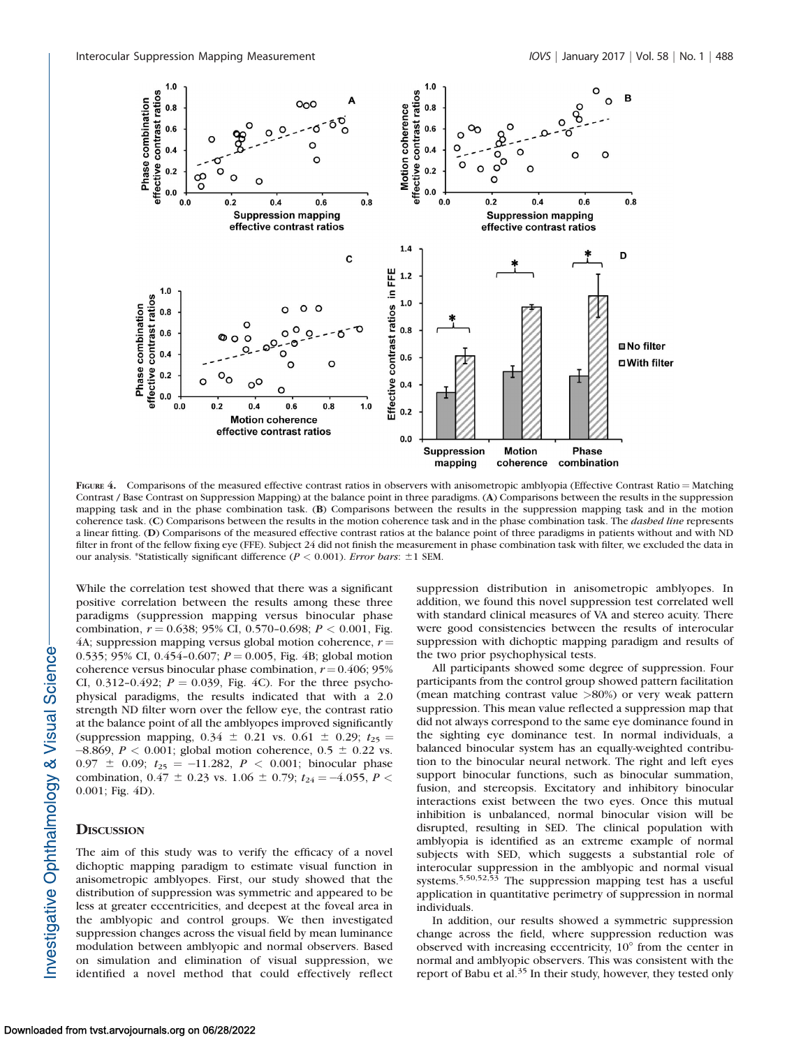**Figure 4.** Comparisons of the measured effective contrast ratios in observers with anisometropic amblyopia (Effective Contrast Ratio = Matching Contrast / Base Contrast on Suppression Mapping) at the balance point in three paradigms. (**A**) Comparisons between the results in the suppression mapping task and in the phase combination task. (**B**) Comparisons between the results in the suppression mapping task and in the motion coherence task. (**C**) Comparisons between the results in the motion coherence task and in the phase combination task. The *dashed line* represents a linear fitting. (**D**) Comparisons of the measured effective contrast ratios at the balance point of three paradigms in patients without and with ND filter in front of the fellow fixing eye (FFE). Subject 24 did not finish the measurement in phase combination task with filter, we excluded the data in our analysis. *Statistically significant difference ($P < 0.001$). *Error bars*: ±1 SEM.

While the correlation test showed that there was a significant positive correlation between the results among these three paradigms (suppression mapping versus binocular phase combination, $r = 0.638$; 95% CI, 0.570–0.698; $P < 0.001$, Fig. 4A; suppression mapping versus global motion coherence, $r = 0.535$; 95% CI, 0.454–0.607; $P = 0.005$, Fig. 4B; global motion coherence versus binocular phase combination, $r = 0.406$; 95% CI, 0.312–0.492; $P = 0.039$, Fig. 4C). For the three psychophysical paradigms, the results indicated that with a 2.0 strength ND filter worn over the fellow eye, the contrast ratio at the balance point of all the amblyopes improved significantly (suppression mapping, 0.34 ± 0.21 vs. 0.61 ± 0.29; $t_{25} = -8.869$, $P < 0.001$; global motion coherence, 0.5 ± 0.22 vs. 0.97 ± 0.09; $t_{25} = -11.282$, $P < 0.001$; binocular phase combination, 0.47 ± 0.23 vs. 1.06 ± 0.79; $t_{24} = -4.055$, $P < 0.001$; Fig. 4D).

## Discussion

The aim of this study was to verify the efficacy of a novel dichoptic mapping paradigm to estimate visual function in anisometropic amblyopes. First, our study showed that the distribution of suppression was symmetric and appeared to be less at greater eccentricities, and deepest at the foveal area in the amblyopic and control groups. We then investigated suppression changes across the visual field by mean luminance modulation between amblyopic and normal observers. Based on simulation and elimination of visual suppression, we identified a novel method that could effectively reflect suppression distribution in anisometropic amblyopes. In addition, we found this novel suppression test correlated well with standard clinical measures of VA and stereo acuity. There were good consistencies between the results of interocular suppression with dichoptic mapping paradigm and results of the two prior psychophysical tests.

All participants showed some degree of suppression. Four participants from the control group showed pattern facilitation (mean matching contrast value >80%) or very weak pattern suppression. This mean value reflected a suppression map that did not always correspond to the same eye dominance found in the sighting eye dominance test. In normal individuals, a balanced binocular system has an equally-weighted contribution to the binocular neural network. The right and left eyes support binocular functions, such as binocular summation, fusion, and stereopsis. Excitatory and inhibitory binocular interactions exist between the two eyes. Once this mutual inhibition is unbalanced, normal binocular vision will be disrupted, resulting in SED. The clinical population with amblyopia is identified as an extreme example of normal subjects with SED, which suggests a substantial role of interocular suppression in the amblyopic and normal visual systems.[5,50,52,53] The suppression mapping test has a useful application in quantitative perimetry of suppression in normal individuals.

In addition, our results showed a symmetric suppression change across the field, where suppression reduction was observed with increasing eccentricity, 10° from the center in normal and amblyopic observers. This was consistent with the report of Babu et al.[35] In their study, however, they tested only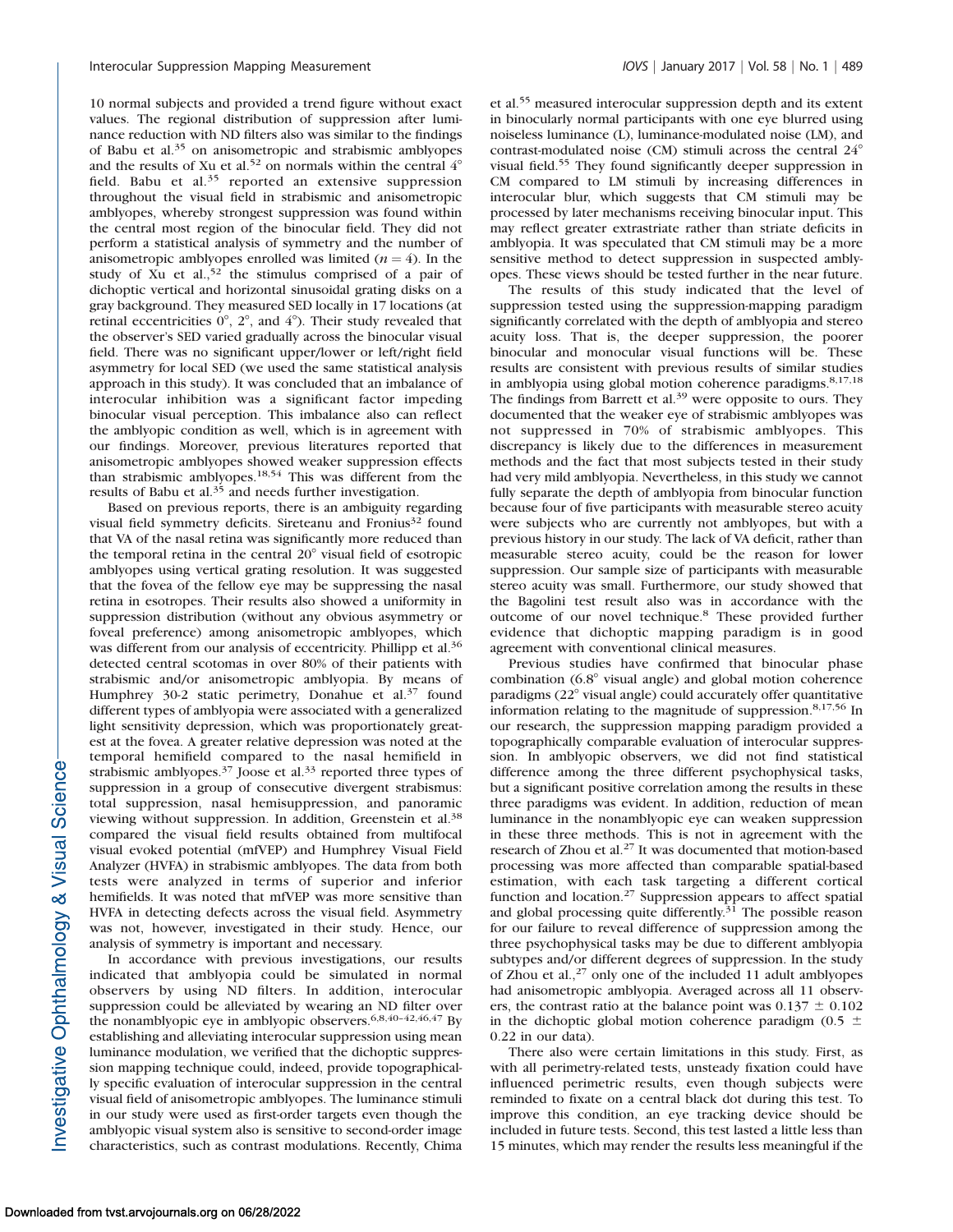10 normal subjects and provided a trend figure without exact values. The regional distribution of suppression after luminance reduction with ND filters also was similar to the findings of Babu et al.[35] on anisometropic and strabismic amblyopes and the results of Xu et al.[52] on normals within the central 4° field. Babu et al.[35] reported an extensive suppression throughout the visual field in strabismic and anisometropic amblyopes, whereby strongest suppression was found within the central most region of the binocular field. They did not perform a statistical analysis of symmetry and the number of anisometropic amblyopes enrolled was limited ($n = 4$). In the study of Xu et al.,[52] the stimulus comprised of a pair of dichoptic vertical and horizontal sinusoidal grating disks on a gray background. They measured SED locally in 17 locations (at retinal eccentricities 0°, 2°, and 4°). Their study revealed that the observer's SED varied gradually across the binocular visual field. There was no significant upper/lower or left/right field asymmetry for local SED (we used the same statistical analysis approach in this study). It was concluded that an imbalance of interocular inhibition was a significant factor impeding binocular visual perception. This imbalance also can reflect the amblyopic condition as well, which is in agreement with our findings. Moreover, previous literatures reported that anisometropic amblyopes showed weaker suppression effects than strabismic amblyopes.[18,54] This was different from the results of Babu et al.[35] and needs further investigation.

Based on previous reports, there is an ambiguity regarding visual field symmetry deficits. Sireteanu and Fronius[32] found that VA of the nasal retina was significantly more reduced than the temporal retina in the central 20° visual field of esotropic amblyopes using vertical grating resolution. It was suggested that the fovea of the fellow eye may be suppressing the nasal retina in esotropes. Their results also showed a uniformity in suppression distribution (without any obvious asymmetry or foveal preference) among anisometropic amblyopes, which was different from our analysis of eccentricity. Phillipp et al.[36] detected central scotomas in over 80% of their patients with strabismic and/or anisometropic amblyopia. By means of Humphrey 30-2 static perimetry, Donahue et al.[37] found different types of amblyopia were associated with a generalized light sensitivity depression, which was proportionately greatest at the fovea. A greater relative depression was noted at the temporal hemifield compared to the nasal hemifield in strabismic amblyopes.[37] Joose et al.[33] reported three types of suppression in a group of consecutive divergent strabismus: total suppression, nasal hemisuppression, and panoramic viewing without suppression. In addition, Greenstein et al.[38] compared the visual field results obtained from multifocal visual evoked potential (mfVEP) and Humphrey Visual Field Analyzer (HVFA) in strabismic amblyopes. The data from both tests were analyzed in terms of superior and inferior hemifields. It was noted that mfVEP was more sensitive than HVFA in detecting defects across the visual field. Asymmetry was not, however, investigated in their study. Hence, our analysis of symmetry is important and necessary.

In accordance with previous investigations, our results indicated that amblyopia could be simulated in normal observers by using ND filters. In addition, interocular suppression could be alleviated by wearing an ND filter over the nonamblyopic eye in amblyopic observers.[6,8,40–42,46,47] By establishing and alleviating interocular suppression using mean luminance modulation, we verified that the dichoptic suppression mapping technique could, indeed, provide topographically specific evaluation of interocular suppression in the central visual field of anisometropic amblyopes. The luminance stimuli in our study were used as first-order targets even though the amblyopic visual system also is sensitive to second-order image characteristics, such as contrast modulations. Recently, Chima et al.[55] measured interocular suppression depth and its extent in binocularly normal participants with one eye blurred using noiseless luminance (L), luminance-modulated noise (LM), and contrast-modulated noise (CM) stimuli across the central 24° visual field.[55] They found significantly deeper suppression in CM compared to LM stimuli by increasing differences in interocular blur, which suggests that CM stimuli may be processed by later mechanisms receiving binocular input. This may reflect greater extrastriate rather than striate deficits in amblyopia. It was speculated that CM stimuli may be a more sensitive method to detect suppression in suspected amblyopes. These views should be tested further in the near future.

The results of this study indicated that the level of suppression tested using the suppression-mapping paradigm significantly correlated with the depth of amblyopia and stereo acuity loss. That is, the deeper suppression, the poorer binocular and monocular visual functions will be. These results are consistent with previous results of similar studies in amblyopia using global motion coherence paradigms.[8,17,18] The findings from Barrett et al.[39] were opposite to ours. They documented that the weaker eye of strabismic amblyopes was not suppressed in 70% of strabismic amblyopes. This discrepancy is likely due to the differences in measurement methods and the fact that most subjects tested in their study had very mild amblyopia. Nevertheless, in this study we cannot fully separate the depth of amblyopia from binocular function because four of five participants with measurable stereo acuity were subjects who are currently not amblyopes, but with a previous history in our study. The lack of VA deficit, rather than measurable stereo acuity, could be the reason for lower suppression. Our sample size of participants with measurable stereo acuity was small. Furthermore, our study showed that the Bagolini test result also was in accordance with the outcome of our novel technique.[8] These provided further evidence that dichoptic mapping paradigm is in good agreement with conventional clinical measures.

Previous studies have confirmed that binocular phase combination (6.8° visual angle) and global motion coherence paradigms (22° visual angle) could accurately offer quantitative information relating to the magnitude of suppression.[8,17,56] In our research, the suppression mapping paradigm provided a topographically comparable evaluation of interocular suppression. In amblyopic observers, we did not find statistical difference among the three different psychophysical tasks, but a significant positive correlation among the results in these three paradigms was evident. In addition, reduction of mean luminance in the nonamblyopic eye can weaken suppression in these three methods. This is not in agreement with the research of Zhou et al.[27] It was documented that motion-based processing was more affected than comparable spatial-based estimation, with each task targeting a different cortical function and location.[27] Suppression appears to affect spatial and global processing quite differently.[31] The possible reason for our failure to reveal difference of suppression among the three psychophysical tasks may be due to different amblyopia subtypes and/or different degrees of suppression. In the study of Zhou et al.,[27] only one of the included 11 adult amblyopes had anisometropic amblyopia. Averaged across all 11 observers, the contrast ratio at the balance point was $0.137 \pm 0.102$ in the dichoptic global motion coherence paradigm ($0.5 \pm 0.22$ in our data).

There also were certain limitations in this study. First, as with all perimetry-related tests, unsteady fixation could have influenced perimetric results, even though subjects were reminded to fixate on a central black dot during this test. To improve this condition, an eye tracking device should be included in future tests. Second, this test lasted a little less than 15 minutes, which may render the results less meaningful if the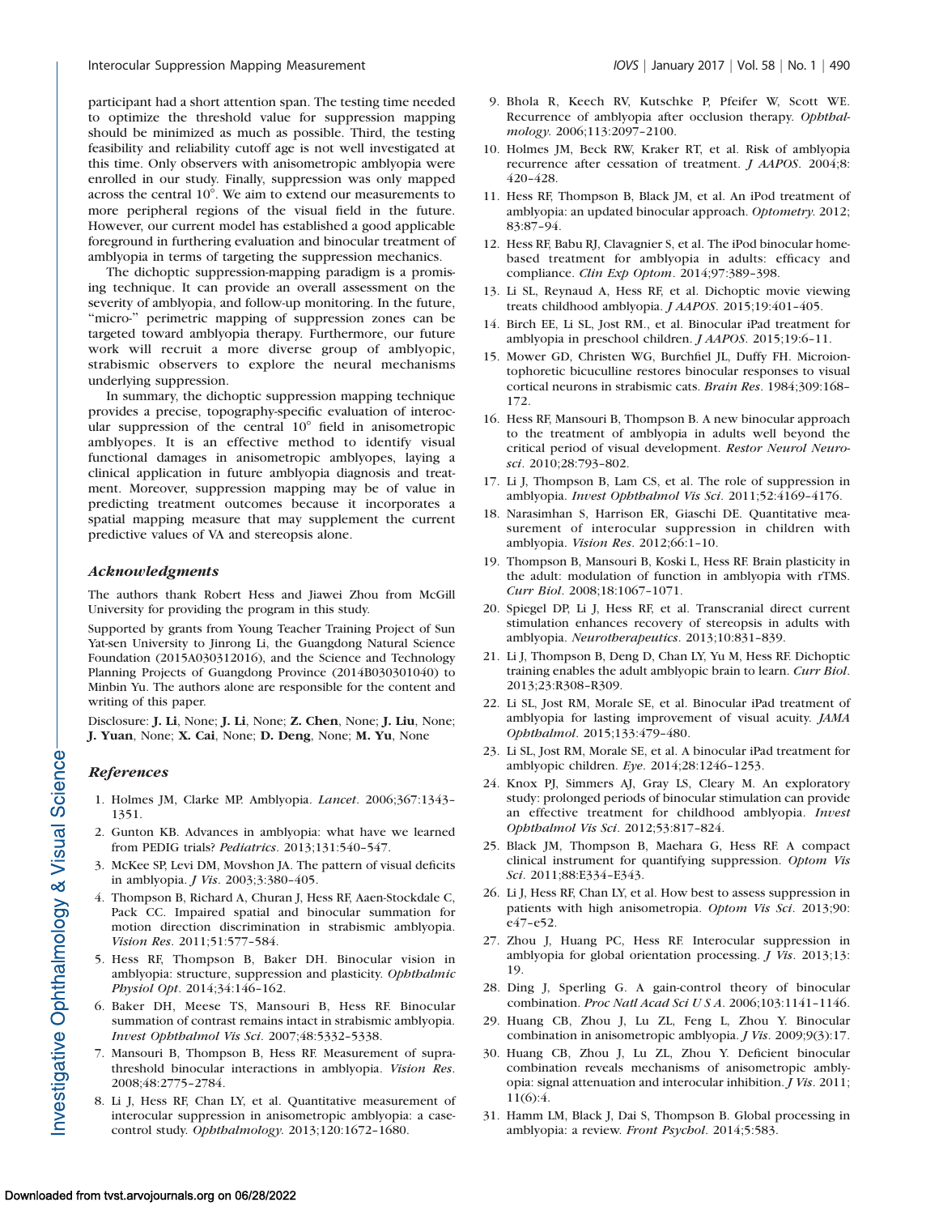participant had a short attention span. The testing time needed to optimize the threshold value for suppression mapping should be minimized as much as possible. Third, the testing feasibility and reliability cutoff age is not well investigated at this time. Only observers with anisometropic amblyopia were enrolled in our study. Finally, suppression was only mapped across the central 10°. We aim to extend our measurements to more peripheral regions of the visual field in the future. However, our current model has established a good applicable foreground in furthering evaluation and binocular treatment of amblyopia in terms of targeting the suppression mechanics.

The dichoptic suppression-mapping paradigm is a promising technique. It can provide an overall assessment on the severity of amblyopia, and follow-up monitoring. In the future, "micro-" perimetric mapping of suppression zones can be targeted toward amblyopia therapy. Furthermore, our future work will recruit a more diverse group of amblyopic, strabismic observers to explore the neural mechanisms underlying suppression.

In summary, the dichoptic suppression mapping technique provides a precise, topography-specific evaluation of interocular suppression of the central 10° field in anisometropic amblyopes. It is an effective method to identify visual functional damages in anisometropic amblyopes, laying a clinical application in future amblyopia diagnosis and treatment. Moreover, suppression mapping may be of value in predicting treatment outcomes because it incorporates a spatial mapping measure that may supplement the current predictive values of VA and stereopsis alone.

## Acknowledgments

The authors thank Robert Hess and Jiawei Zhou from McGill University for providing the program in this study.

Supported by grants from Young Teacher Training Project of Sun Yat-sen University to Jinrong Li, the Guangdong Natural Science Foundation (2015A030312016), and the Science and Technology Planning Projects of Guangdong Province (2014B030301040) to Minbin Yu. The authors alone are responsible for the content and writing of this paper.

Disclosure: **J. Li**, None; **J. Li**, None; **Z. Chen**, None; **J. Liu**, None; **J. Yuan**, None; **X. Cai**, None; **D. Deng**, None; **M. Yu**, None

## References

1. Holmes JM, Clarke MP. Amblyopia. *Lancet*. 2006;367:1343–1351.
2. Gunton KB. Advances in amblyopia: what have we learned from PEDIG trials? *Pediatrics*. 2013;131:540–547.
3. McKee SP, Levi DM, Movshon JA. The pattern of visual deficits in amblyopia. *J Vis*. 2003;3:380–405.
4. Thompson B, Richard A, Churan J, Hess RF, Aaen-Stockdale C, Pack CC. Impaired spatial and binocular summation for motion direction discrimination in strabismic amblyopia. *Vision Res*. 2011;51:577–584.
5. Hess RF, Thompson B, Baker DH. Binocular vision in amblyopia: structure, suppression and plasticity. *Ophthalmic Physiol Opt*. 2014;34:146–162.
6. Baker DH, Meese TS, Mansouri B, Hess RF. Binocular summation of contrast remains intact in strabismic amblyopia. *Invest Ophthalmol Vis Sci*. 2007;48:5332–5338.
7. Mansouri B, Thompson B, Hess RF. Measurement of suprathreshold binocular interactions in amblyopia. *Vision Res*. 2008;48:2775–2784.
8. Li J, Hess RF, Chan LY, et al. Quantitative measurement of interocular suppression in anisometropic amblyopia: a case-control study. *Ophthalmology*. 2013;120:1672–1680.
9. Bhola R, Keech RV, Kutschke P, Pfeifer W, Scott WE. Recurrence of amblyopia after occlusion therapy. *Ophthalmology*. 2006;113:2097–2100.
10. Holmes JM, Beck RW, Kraker RT, et al. Risk of amblyopia recurrence after cessation of treatment. *J AAPOS*. 2004;8:420–428.
11. Hess RF, Thompson B, Black JM, et al. An iPod treatment of amblyopia: an updated binocular approach. *Optometry*. 2012;83:87–94.
12. Hess RF, Babu RJ, Clavagnier S, et al. The iPod binocular home-based treatment for amblyopia in adults: efficacy and compliance. *Clin Exp Optom*. 2014;97:389–398.
13. Li SL, Reynaud A, Hess RF, et al. Dichoptic movie viewing treats childhood amblyopia. *J AAPOS*. 2015;19:401–405.
14. Birch EE, Li SL, Jost RM., et al. Binocular iPad treatment for amblyopia in preschool children. *J AAPOS*. 2015;19:6–11.
15. Mower GD, Christen WG, Burchfiel JL, Duffy FH. Microiontophoretic bicuculline restores binocular responses to visual cortical neurons in strabismic cats. *Brain Res*. 1984;309:168–172.
16. Hess RF, Mansouri B, Thompson B. A new binocular approach to the treatment of amblyopia in adults well beyond the critical period of visual development. *Restor Neurol Neurosci*. 2010;28:793–802.
17. Li J, Thompson B, Lam CS, et al. The role of suppression in amblyopia. *Invest Ophthalmol Vis Sci*. 2011;52:4169–4176.
18. Narasimhan S, Harrison ER, Giaschi DE. Quantitative measurement of interocular suppression in children with amblyopia. *Vision Res*. 2012;66:1–10.
19. Thompson B, Mansouri B, Koski L, Hess RF. Brain plasticity in the adult: modulation of function in amblyopia with rTMS. *Curr Biol*. 2008;18:1067–1071.
20. Spiegel DP, Li J, Hess RF, et al. Transcranial direct current stimulation enhances recovery of stereopsis in adults with amblyopia. *Neurotherapeutics*. 2013;10:831–839.
21. Li J, Thompson B, Deng D, Chan LY, Yu M, Hess RF. Dichoptic training enables the adult amblyopic brain to learn. *Curr Biol*. 2013;23:R308–R309.
22. Li SL, Jost RM, Morale SE, et al. Binocular iPad treatment of amblyopia for lasting improvement of visual acuity. *JAMA Ophthalmol*. 2015;133:479–480.
23. Li SL, Jost RM, Morale SE, et al. A binocular iPad treatment for amblyopic children. *Eye*. 2014;28:1246–1253.
24. Knox PJ, Simmers AJ, Gray LS, Cleary M. An exploratory study: prolonged periods of binocular stimulation can provide an effective treatment for childhood amblyopia. *Invest Ophthalmol Vis Sci*. 2012;53:817–824.
25. Black JM, Thompson B, Maehara G, Hess RF. A compact clinical instrument for quantifying suppression. *Optom Vis Sci*. 2011;88:E334–E343.
26. Li J, Hess RF, Chan LY, et al. How best to assess suppression in patients with high anisometropia. *Optom Vis Sci*. 2013;90:e47–e52.
27. Zhou J, Huang PC, Hess RF. Interocular suppression in amblyopia for global orientation processing. *J Vis*. 2013;13:19.
28. Ding J, Sperling G. A gain-control theory of binocular combination. *Proc Natl Acad Sci U S A*. 2006;103:1141–1146.
29. Huang CB, Zhou J, Lu ZL, Feng L, Zhou Y. Binocular combination in anisometropic amblyopia. *J Vis*. 2009;9(3):17.
30. Huang CB, Zhou J, Lu ZL, Zhou Y. Deficient binocular combination reveals mechanisms of anisometropic amblyopia: signal attenuation and interocular inhibition. *J Vis*. 2011;11(6):4.
31. Hamm LM, Black J, Dai S, Thompson B. Global processing in amblyopia: a review. *Front Psychol*. 2014;5:583.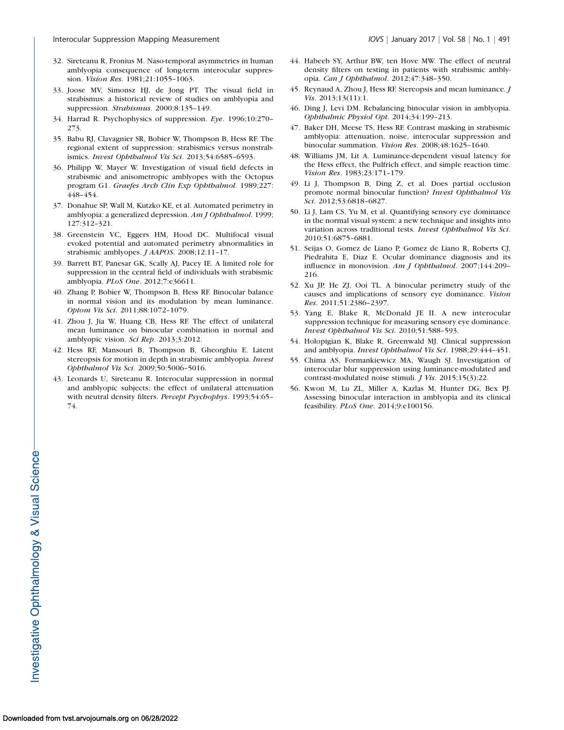32. Sireteanu R, Fronius M. Naso-temporal asymmetries in human amblyopia consequence of long-term interocular suppression. *Vision Res*. 1981;21:1055–1063.
33. Joose MV, Simonsz HJ, de Jong PT. The visual field in strabismus: a historical review of studies on amblyopia and suppression. *Strabismus*. 2000;8:135–149.
34. Harrad R. Psychophysics of suppression. *Eye*. 1996;10:270–273.
35. Babu RJ, Clavagnier SR, Bobier W, Thompson B, Hess RF. The regional extent of suppression: strabismics versus nonstrabismics. *Invest Ophthalmol Vis Sci*. 2013;54:6585–6593.
36. Philipp W, Mayer W. Investigation of visual field defects in strabismic and anisometropic amblyopes with the Octopus program G1. *Graefes Arch Clin Exp Ophthalmol*. 1989;227:448–454.
37. Donahue SP, Wall M, Kutzko KE, et al. Automated perimetry in amblyopia: a generalized depression. *Am J Ophthalmol*. 1999;127:312–321.
38. Greenstein VC, Eggers HM, Hood DC. Multifocal visual evoked potential and automated perimetry abnormalities in strabismic amblyopes. *J AAPOS*. 2008;12:11–17.
39. Barrett BT, Panesar GK, Scally AJ, Pacey IE. A limited role for suppression in the central field of individuals with strabismic amblyopia. *PLoS One*. 2012;7:e36611.
40. Zhang P, Bobier W, Thompson B, Hess RF. Binocular balance in normal vision and its modulation by mean luminance. *Optom Vis Sci*. 2011;88:1072–1079.
41. Zhou J, Jia W, Huang CB, Hess RF. The effect of unilateral mean luminance on binocular combination in normal and amblyopic vision. *Sci Rep*. 2013;3:2012.
42. Hess RF, Mansouri B, Thompson B, Gheorghiu E. Latent stereopsis for motion in depth in strabismic amblyopia. *Invest Ophthalmol Vis Sci*. 2009;50:5006–5016.
43. Leonards U, Sireteanu R. Interocular suppression in normal and amblyopic subjects: the effect of unilateral attenuation with neutral density filters. *Percept Psychophys*. 1993;54:65–74.
44. Habeeb SY, Arthur BW, ten Hove MW. The effect of neutral density filters on testing in patients with strabismic amblyopia. *Can J Ophthalmol*. 2012;47:348–350.
45. Reynaud A, Zhou J, Hess RF. Stereopsis and mean luminance. *J Vis*. 2013;13(11):1.
46. Ding J, Levi DM. Rebalancing binocular vision in amblyopia. *Ophthalmic Physiol Opt*. 2014;34:199–213.
47. Baker DH, Meese TS, Hess RF. Contrast masking in strabismic amblyopia: attenuation, noise, interocular suppression and binocular summation. *Vision Res*. 2008;48:1625–1640.
48. Williams JM, Lit A. Luminance-dependent visual latency for the Hess effect, the Pulfrich effect, and simple reaction time. *Vision Res*. 1983;23:171–179.
49. Li J, Thompson B, Ding Z, et al. Does partial occlusion promote normal binocular function? *Invest Ophthalmol Vis Sci*. 2012;53:6818–6827.
50. Li J, Lam CS, Yu M, et al. Quantifying sensory eye dominance in the normal visual system: a new technique and insights into variation across traditional tests. *Invest Ophthalmol Vis Sci*. 2010;51:6875–6881.
51. Seijas O, Gomez de Liano P, Gomez de Liano R, Roberts CJ, Piedrahita E, Diaz E. Ocular dominance diagnosis and its influence in monovision. *Am J Ophthalmol*. 2007;144:209–216.
52. Xu JP, He ZJ, Ooi TL. A binocular perimetry study of the causes and implications of sensory eye dominance. *Vision Res*. 2011;51:2386–2397.
53. Yang E, Blake R, McDonald JE II. A new interocular suppression technique for measuring sensory eye dominance. *Invest Ophthalmol Vis Sci*. 2010;51:588–593.
54. Holopigian K, Blake R, Greenwald MJ. Clinical suppression and amblyopia. *Invest Ophthalmol Vis Sci*. 1988;29:444–451.
55. Chima AS, Formankiewicz MA, Waugh SJ. Investigation of interocular blur suppression using luminance-modulated and contrast-modulated noise stimuli. *J Vis*. 2015;15(3):22.
56. Kwon M, Lu ZL, Miller A, Kazlas M, Hunter DG, Bex PJ. Assessing binocular interaction in amblyopia and its clinical feasibility. *PLoS One*. 2014;9:e100156.